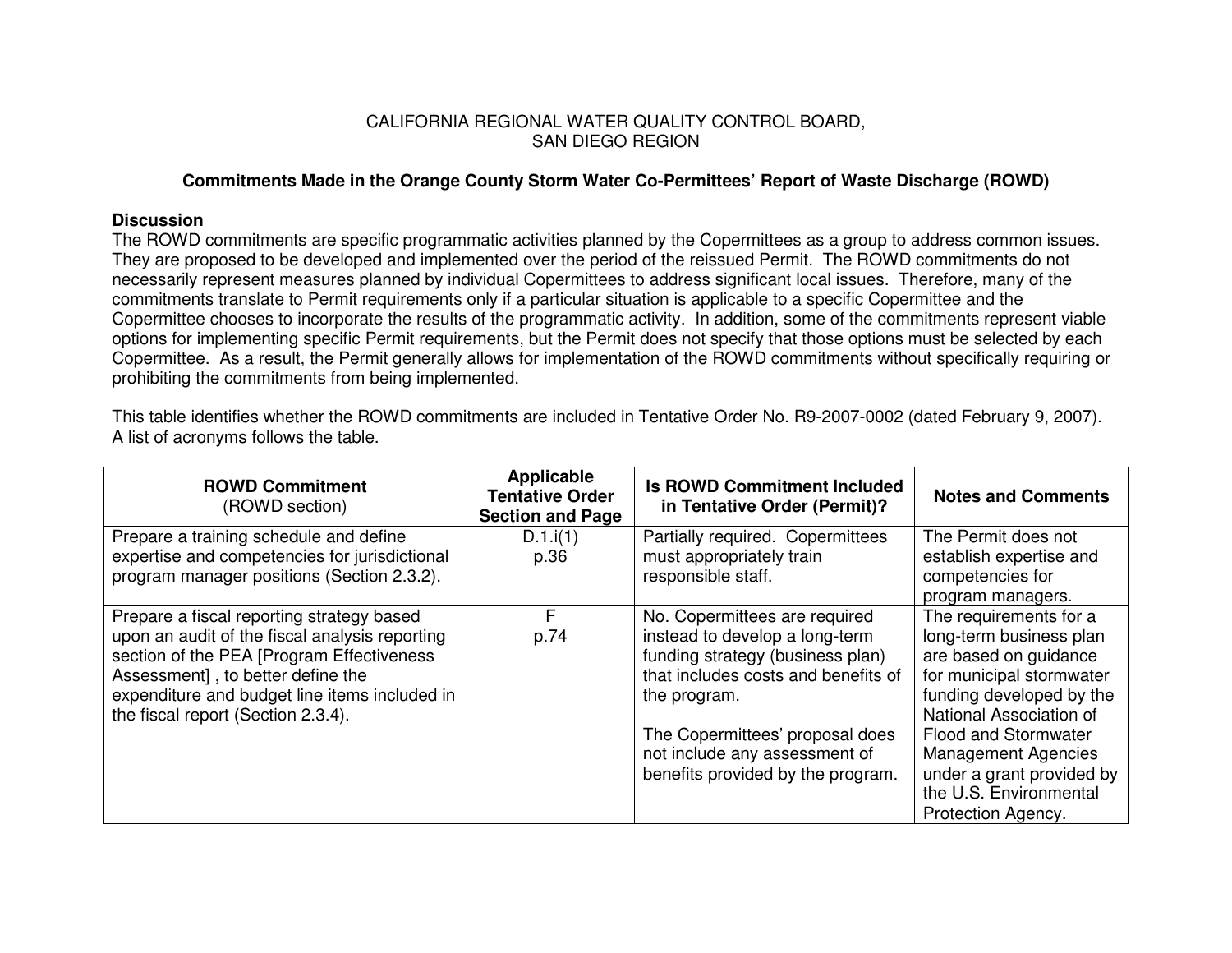CALIFORNIA REGIONAL WATER QUALITY CONTROL BOARD,
SAN DIEGO REGION

## Commitments Made in the Orange County Storm Water Co-Permittees' Report of Waste Discharge (ROWD)

### Discussion

The ROWD commitments are specific programmatic activities planned by the Copermittees as a group to address common issues. They are proposed to be developed and implemented over the period of the reissued Permit. The ROWD commitments do not necessarily represent measures planned by individual Copermittees to address significant local issues. Therefore, many of the commitments translate to Permit requirements only if a particular situation is applicable to a specific Copermittee and the Copermittee chooses to incorporate the results of the programmatic activity. In addition, some of the commitments represent viable options for implementing specific Permit requirements, but the Permit does not specify that those options must be selected by each Copermittee. As a result, the Permit generally allows for implementation of the ROWD commitments without specifically requiring or prohibiting the commitments from being implemented.

This table identifies whether the ROWD commitments are included in Tentative Order No. R9-2007-0002 (dated February 9, 2007). A list of acronyms follows the table.

| **ROWD Commitment** (ROWD section) | **Applicable Tentative Order Section and Page** | **Is ROWD Commitment Included in Tentative Order (Permit)?** | **Notes and Comments** |
|---|---|---|---|
| Prepare a training schedule and define expertise and competencies for jurisdictional program manager positions (Section 2.3.2). | D.1.i(1) p.36 | Partially required. Copermittees must appropriately train responsible staff. | The Permit does not establish expertise and competencies for program managers. |
| Prepare a fiscal reporting strategy based upon an audit of the fiscal analysis reporting section of the PEA [Program Effectiveness Assessment] , to better define the expenditure and budget line items included in the fiscal report (Section 2.3.4). | F p.74 | No. Copermittees are required instead to develop a long-term funding strategy (business plan) that includes costs and benefits of the program.<br><br>The Copermittees' proposal does not include any assessment of benefits provided by the program. | The requirements for a long-term business plan are based on guidance for municipal stormwater funding developed by the National Association of Flood and Stormwater Management Agencies under a grant provided by the U.S. Environmental Protection Agency. |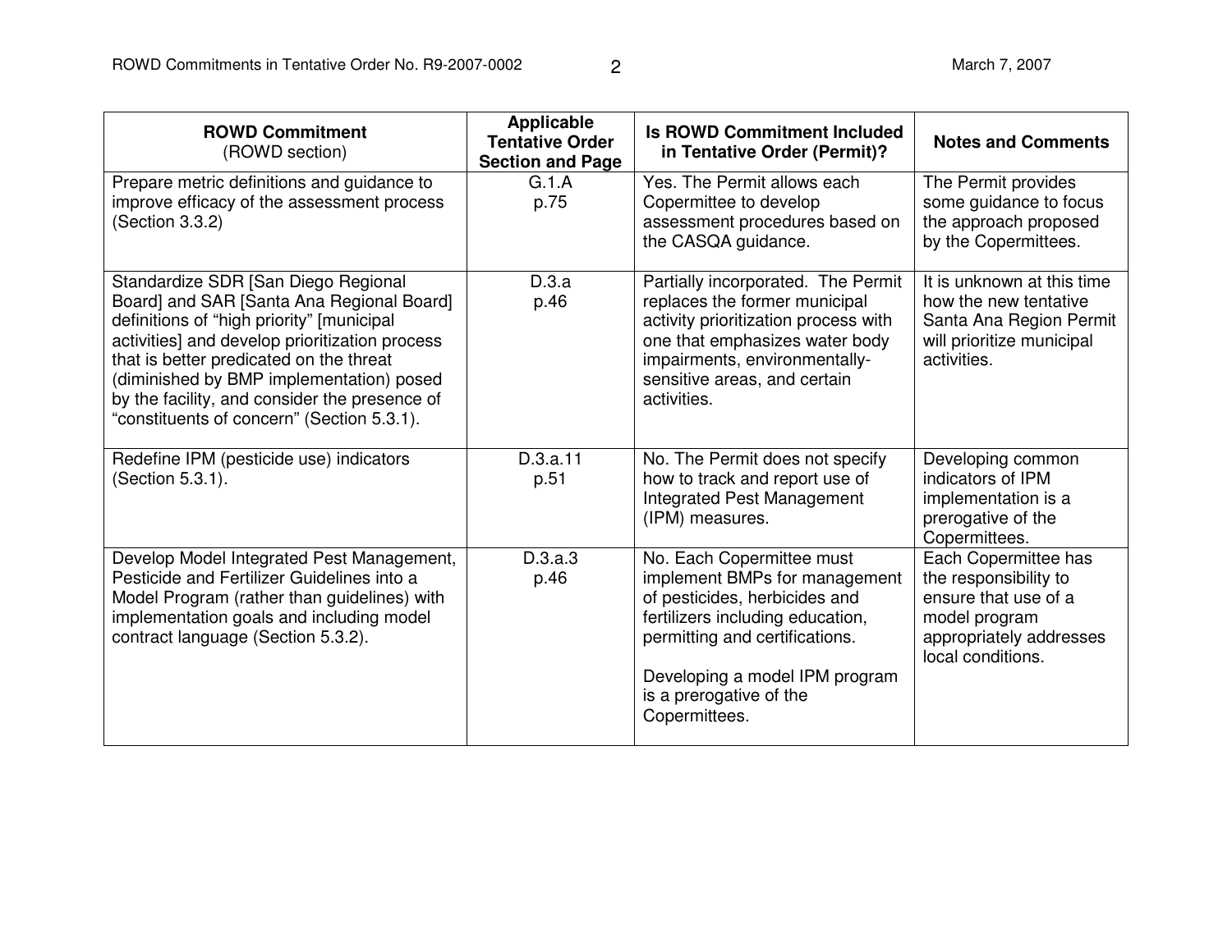| **ROWD Commitment** (ROWD section) | **Applicable Tentative Order Section and Page** | **Is ROWD Commitment Included in Tentative Order (Permit)?** | **Notes and Comments** |
|---|---|---|---|
| Prepare metric definitions and guidance to improve efficacy of the assessment process (Section 3.3.2) | G.1.A p.75 | Yes. The Permit allows each Copermittee to develop assessment procedures based on the CASQA guidance. | The Permit provides some guidance to focus the approach proposed by the Copermittees. |
| Standardize SDR [San Diego Regional Board] and SAR [Santa Ana Regional Board] definitions of "high priority" [municipal activities] and develop prioritization process that is better predicated on the threat (diminished by BMP implementation) posed by the facility, and consider the presence of "constituents of concern" (Section 5.3.1). | D.3.a p.46 | Partially incorporated. The Permit replaces the former municipal activity prioritization process with one that emphasizes water body impairments, environmentally-sensitive areas, and certain activities. | It is unknown at this time how the new tentative Santa Ana Region Permit will prioritize municipal activities. |
| Redefine IPM (pesticide use) indicators (Section 5.3.1). | D.3.a.11 p.51 | No. The Permit does not specify how to track and report use of Integrated Pest Management (IPM) measures. | Developing common indicators of IPM implementation is a prerogative of the Copermittees. |
| Develop Model Integrated Pest Management, Pesticide and Fertilizer Guidelines into a Model Program (rather than guidelines) with implementation goals and including model contract language (Section 5.3.2). | D.3.a.3 p.46 | No. Each Copermittee must implement BMPs for management of pesticides, herbicides and fertilizers including education, permitting and certifications.<br><br>Developing a model IPM program is a prerogative of the Copermittees. | Each Copermittee has the responsibility to ensure that use of a model program appropriately addresses local conditions. |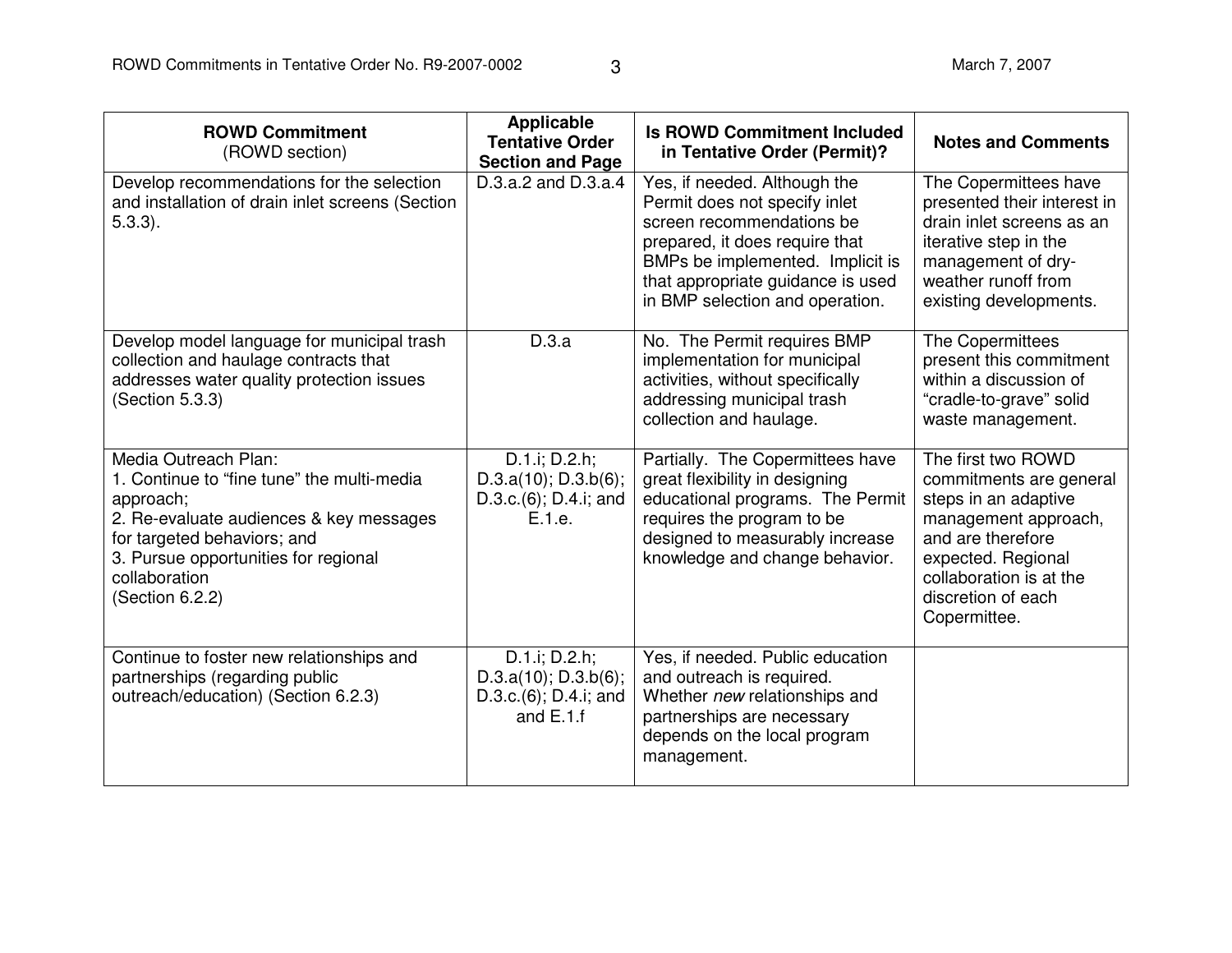| **ROWD Commitment** (ROWD section) | **Applicable Tentative Order Section and Page** | **Is ROWD Commitment Included in Tentative Order (Permit)?** | **Notes and Comments** |
|---|---|---|---|
| Develop recommendations for the selection and installation of drain inlet screens (Section 5.3.3). | D.3.a.2 and D.3.a.4 | Yes, if needed. Although the Permit does not specify inlet screen recommendations be prepared, it does require that BMPs be implemented. Implicit is that appropriate guidance is used in BMP selection and operation. | The Copermittees have presented their interest in drain inlet screens as an iterative step in the management of dry-weather runoff from existing developments. |
| Develop model language for municipal trash collection and haulage contracts that addresses water quality protection issues (Section 5.3.3) | D.3.a | No. The Permit requires BMP implementation for municipal activities, without specifically addressing municipal trash collection and haulage. | The Copermittees present this commitment within a discussion of "cradle-to-grave" solid waste management. |
| Media Outreach Plan:<br>1. Continue to "fine tune" the multi-media approach;<br>2. Re-evaluate audiences & key messages for targeted behaviors; and<br>3. Pursue opportunities for regional collaboration<br>(Section 6.2.2) | D.1.i; D.2.h; D.3.a(10); D.3.b(6); D.3.c.(6); D.4.i; and E.1.e. | Partially. The Copermittees have great flexibility in designing educational programs. The Permit requires the program to be designed to measurably increase knowledge and change behavior. | The first two ROWD commitments are general steps in an adaptive management approach, and are therefore expected. Regional collaboration is at the discretion of each Copermittee. |
| Continue to foster new relationships and partnerships (regarding public outreach/education) (Section 6.2.3) | D.1.i; D.2.h; D.3.a(10); D.3.b(6); D.3.c.(6); D.4.i; and and E.1.f | Yes, if needed. Public education and outreach is required. Whether *new* relationships and partnerships are necessary depends on the local program management. | |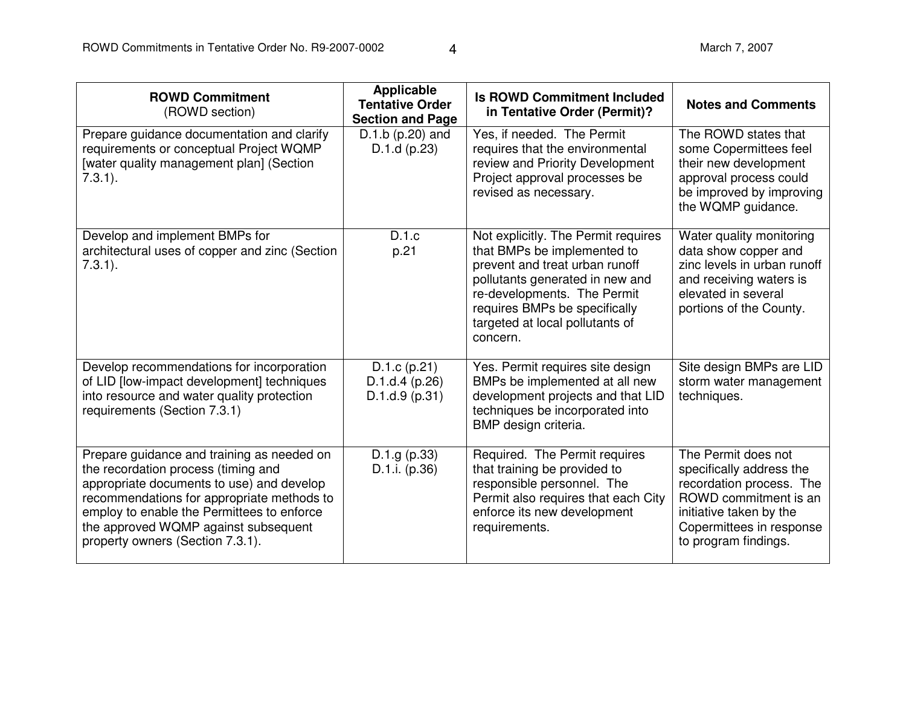| **ROWD Commitment** (ROWD section) | **Applicable Tentative Order Section and Page** | **Is ROWD Commitment Included in Tentative Order (Permit)?** | **Notes and Comments** |
|---|---|---|---|
| Prepare guidance documentation and clarify requirements or conceptual Project WQMP [water quality management plan] (Section 7.3.1). | D.1.b (p.20) and D.1.d (p.23) | Yes, if needed. The Permit requires that the environmental review and Priority Development Project approval processes be revised as necessary. | The ROWD states that some Copermittees feel their new development approval process could be improved by improving the WQMP guidance. |
| Develop and implement BMPs for architectural uses of copper and zinc (Section 7.3.1). | D.1.c p.21 | Not explicitly. The Permit requires that BMPs be implemented to prevent and treat urban runoff pollutants generated in new and re-developments. The Permit requires BMPs be specifically targeted at local pollutants of concern. | Water quality monitoring data show copper and zinc levels in urban runoff and receiving waters is elevated in several portions of the County. |
| Develop recommendations for incorporation of LID [low-impact development] techniques into resource and water quality protection requirements (Section 7.3.1) | D.1.c (p.21) D.1.d.4 (p.26) D.1.d.9 (p.31) | Yes. Permit requires site design BMPs be implemented at all new development projects and that LID techniques be incorporated into BMP design criteria. | Site design BMPs are LID storm water management techniques. |
| Prepare guidance and training as needed on the recordation process (timing and appropriate documents to use) and develop recommendations for appropriate methods to employ to enable the Permittees to enforce the approved WQMP against subsequent property owners (Section 7.3.1). | D.1.g (p.33) D.1.i. (p.36) | Required. The Permit requires that training be provided to responsible personnel. The Permit also requires that each City enforce its new development requirements. | The Permit does not specifically address the recordation process. The ROWD commitment is an initiative taken by the Copermittees in response to program findings. |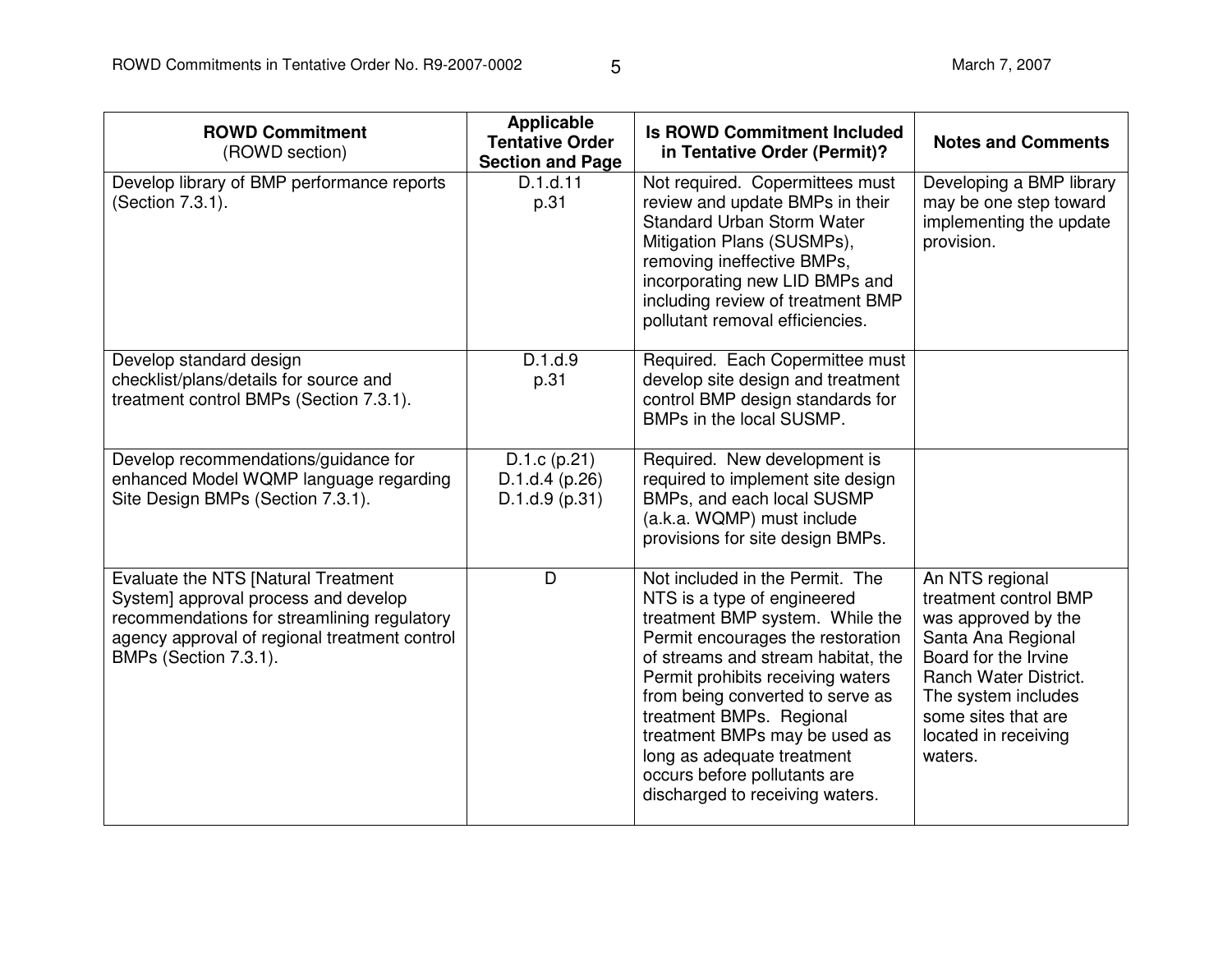| **ROWD Commitment** (ROWD section) | **Applicable Tentative Order Section and Page** | **Is ROWD Commitment Included in Tentative Order (Permit)?** | **Notes and Comments** |
|---|---|---|---|
| Develop library of BMP performance reports (Section 7.3.1). | D.1.d.11 p.31 | Not required. Copermittees must review and update BMPs in their Standard Urban Storm Water Mitigation Plans (SUSMPs), removing ineffective BMPs, incorporating new LID BMPs and including review of treatment BMP pollutant removal efficiencies. | Developing a BMP library may be one step toward implementing the update provision. |
| Develop standard design checklist/plans/details for source and treatment control BMPs (Section 7.3.1). | D.1.d.9 p.31 | Required. Each Copermittee must develop site design and treatment control BMP design standards for BMPs in the local SUSMP. | |
| Develop recommendations/guidance for enhanced Model WQMP language regarding Site Design BMPs (Section 7.3.1). | D.1.c (p.21) D.1.d.4 (p.26) D.1.d.9 (p.31) | Required. New development is required to implement site design BMPs, and each local SUSMP (a.k.a. WQMP) must include provisions for site design BMPs. | |
| Evaluate the NTS [Natural Treatment System] approval process and develop recommendations for streamlining regulatory agency approval of regional treatment control BMPs (Section 7.3.1). | D | Not included in the Permit. The NTS is a type of engineered treatment BMP system. While the Permit encourages the restoration of streams and stream habitat, the Permit prohibits receiving waters from being converted to serve as treatment BMPs. Regional treatment BMPs may be used as long as adequate treatment occurs before pollutants are discharged to receiving waters. | An NTS regional treatment control BMP was approved by the Santa Ana Regional Board for the Irvine Ranch Water District. The system includes some sites that are located in receiving waters. |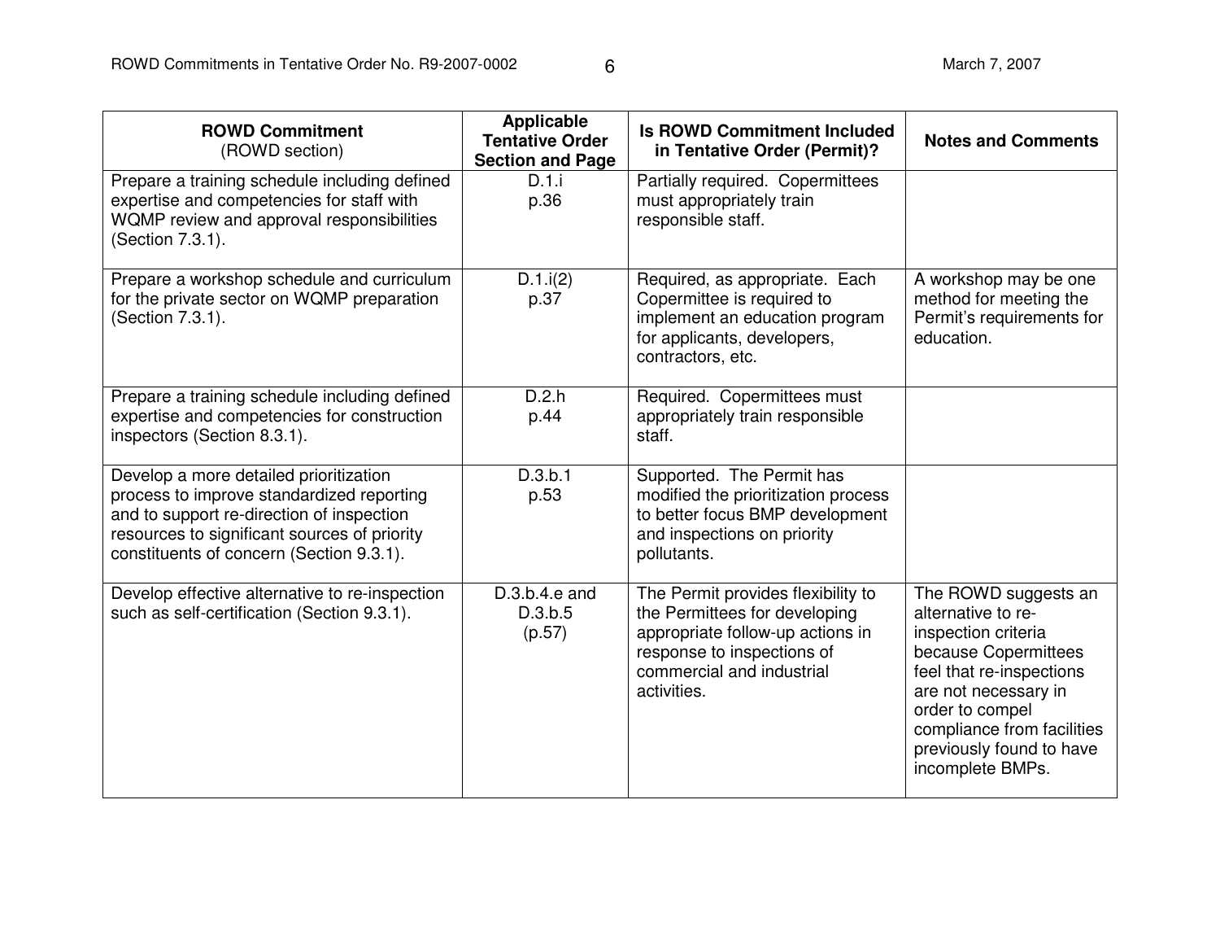| ROWD Commitment (ROWD section) | Applicable Tentative Order Section and Page | Is ROWD Commitment Included in Tentative Order (Permit)? | Notes and Comments |
|---|---|---|---|
| Prepare a training schedule including defined expertise and competencies for staff with WQMP review and approval responsibilities (Section 7.3.1). | D.1.i p.36 | Partially required. Copermittees must appropriately train responsible staff. | |
| Prepare a workshop schedule and curriculum for the private sector on WQMP preparation (Section 7.3.1). | D.1.i(2) p.37 | Required, as appropriate. Each Copermittee is required to implement an education program for applicants, developers, contractors, etc. | A workshop may be one method for meeting the Permit's requirements for education. |
| Prepare a training schedule including defined expertise and competencies for construction inspectors (Section 8.3.1). | D.2.h p.44 | Required. Copermittees must appropriately train responsible staff. | |
| Develop a more detailed prioritization process to improve standardized reporting and to support re-direction of inspection resources to significant sources of priority constituents of concern (Section 9.3.1). | D.3.b.1 p.53 | Supported. The Permit has modified the prioritization process to better focus BMP development and inspections on priority pollutants. | |
| Develop effective alternative to re-inspection such as self-certification (Section 9.3.1). | D.3.b.4.e and D.3.b.5 (p.57) | The Permit provides flexibility to the Permittees for developing appropriate follow-up actions in response to inspections of commercial and industrial activities. | The ROWD suggests an alternative to re-inspection criteria because Copermittees feel that re-inspections are not necessary in order to compel compliance from facilities previously found to have incomplete BMPs. |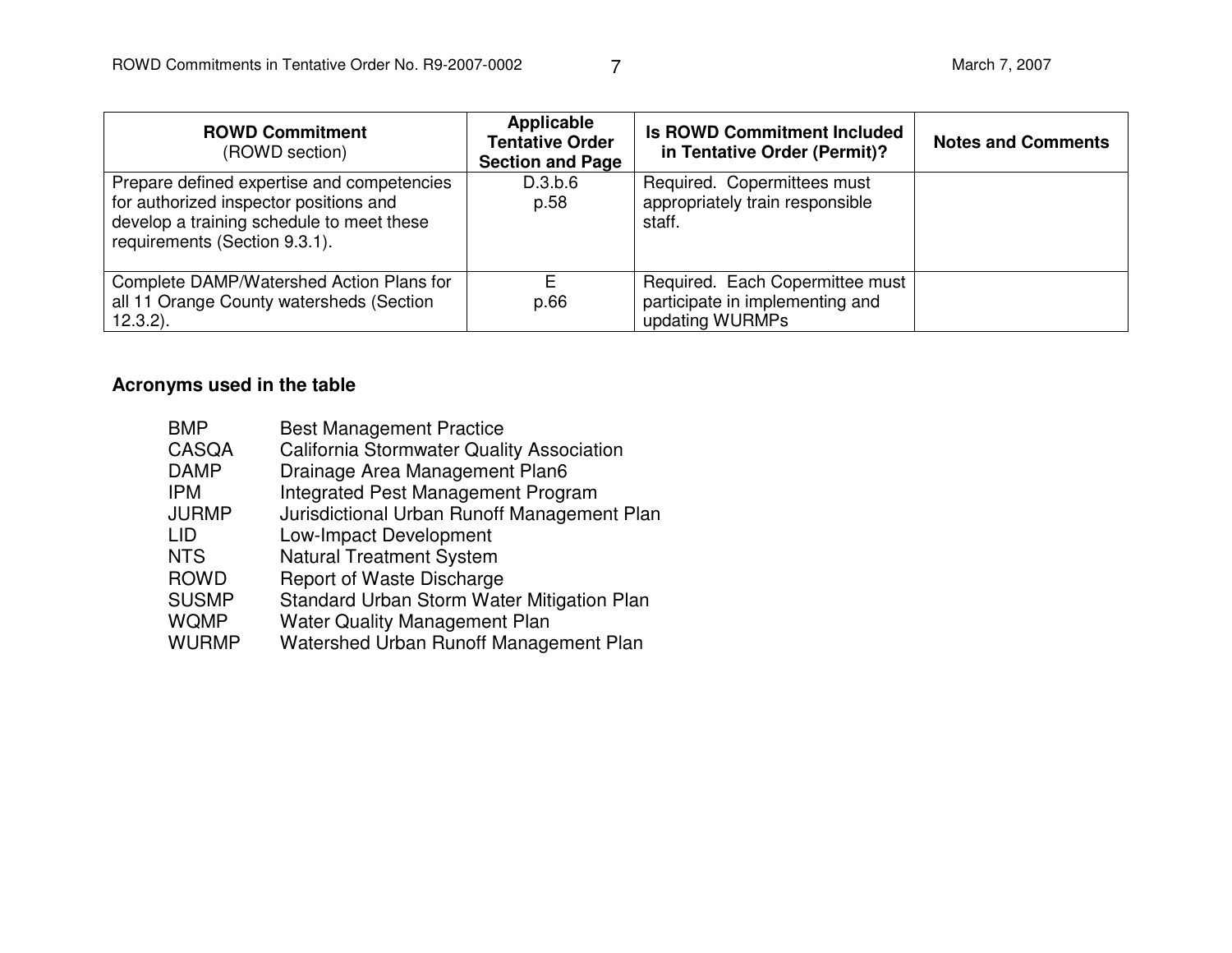| **ROWD Commitment** (ROWD section) | **Applicable Tentative Order Section and Page** | **Is ROWD Commitment Included in Tentative Order (Permit)?** | **Notes and Comments** |
|---|---|---|---|
| Prepare defined expertise and competencies for authorized inspector positions and develop a training schedule to meet these requirements (Section 9.3.1). | D.3.b.6 p.58 | Required. Copermittees must appropriately train responsible staff. | |
| Complete DAMP/Watershed Action Plans for all 11 Orange County watersheds (Section 12.3.2). | E p.66 | Required. Each Copermittee must participate in implementing and updating WURMPs | |

**Acronyms used in the table**

| | |
|---|---|
| BMP | Best Management Practice |
| CASQA | California Stormwater Quality Association |
| DAMP | Drainage Area Management Plan6 |
| IPM | Integrated Pest Management Program |
| JURMP | Jurisdictional Urban Runoff Management Plan |
| LID | Low-Impact Development |
| NTS | Natural Treatment System |
| ROWD | Report of Waste Discharge |
| SUSMP | Standard Urban Storm Water Mitigation Plan |
| WQMP | Water Quality Management Plan |
| WURMP | Watershed Urban Runoff Management Plan |